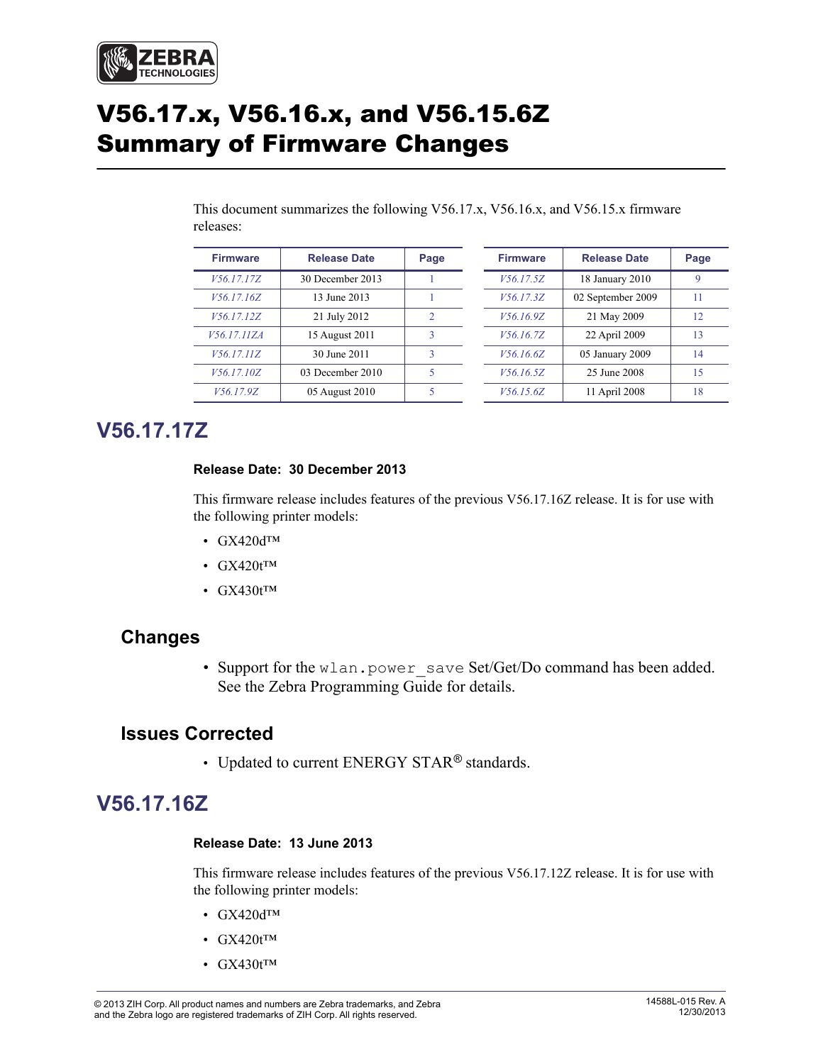# V56.17.x, V56.16.x, and V56.15.6Z Summary of Firmware Changes

This document summarizes the following V56.17.x, V56.16.x, and V56.15.x firmware releases:

| Firmware | Release Date | Page |
|---|---|---|
| *V56.17.17Z* | 30 December 2013 | 1 |
| *V56.17.16Z* | 13 June 2013 | 1 |
| *V56.17.12Z* | 21 July 2012 | 2 |
| *V56.17.11ZA* | 15 August 2011 | 3 |
| *V56.17.11Z* | 30 June 2011 | 3 |
| *V56.17.10Z* | 03 December 2010 | 5 |
| *V56.17.9Z* | 05 August 2010 | 5 |

| Firmware | Release Date | Page |
|---|---|---|
| *V56.17.5Z* | 18 January 2010 | 9 |
| *V56.17.3Z* | 02 September 2009 | 11 |
| *V56.16.9Z* | 21 May 2009 | 12 |
| *V56.16.7Z* | 22 April 2009 | 13 |
| *V56.16.6Z* | 05 January 2009 | 14 |
| *V56.16.5Z* | 25 June 2008 | 15 |
| *V56.15.6Z* | 11 April 2008 | 18 |

## V56.17.17Z

**Release Date: 30 December 2013**

This firmware release includes features of the previous V56.17.16Z release. It is for use with the following printer models:

- GX420d™
- GX420t™
- GX430t™

### Changes

- Support for the `wlan.power_save` Set/Get/Do command has been added. See the Zebra Programming Guide for details.

### Issues Corrected

- Updated to current ENERGY STAR® standards.

## V56.17.16Z

**Release Date: 13 June 2013**

This firmware release includes features of the previous V56.17.12Z release. It is for use with the following printer models:

- GX420d™
- GX420t™
- GX430t™

© 2013 ZIH Corp. All product names and numbers are Zebra trademarks, and Zebra and the Zebra logo are registered trademarks of ZIH Corp. All rights reserved.

14588L-015 Rev. A
12/30/2013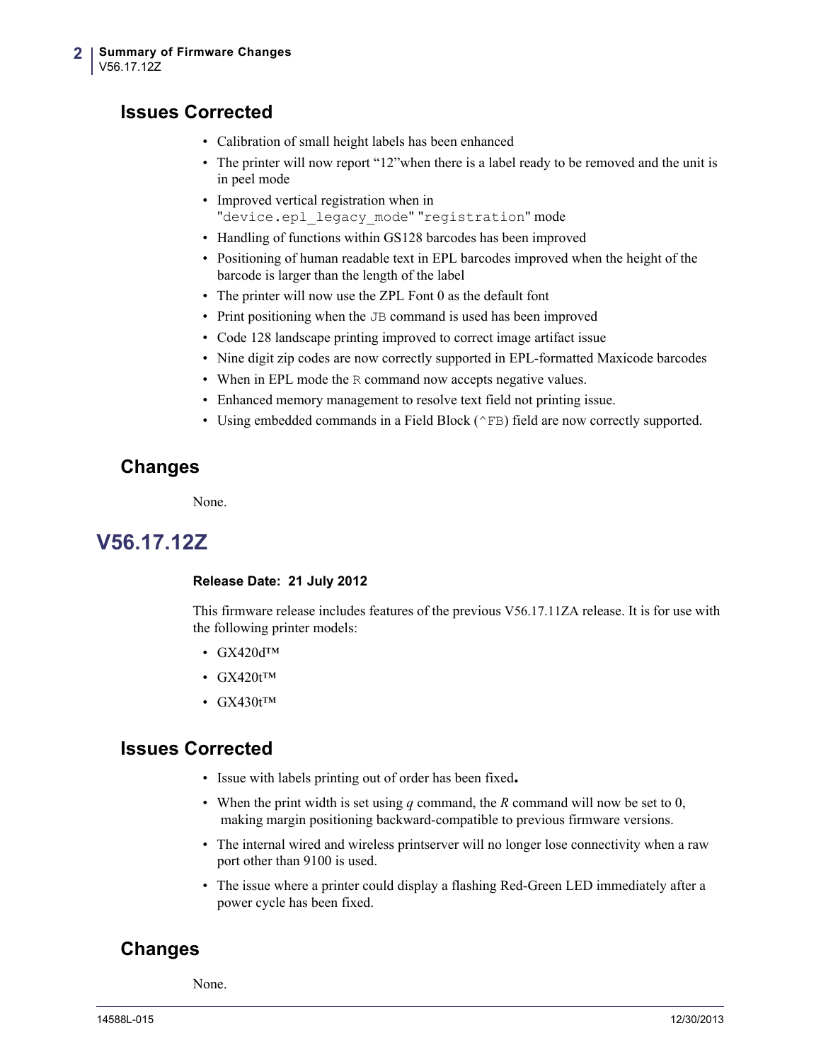## Issues Corrected

- Calibration of small height labels has been enhanced
- The printer will now report “12”when there is a label ready to be removed and the unit is in peel mode
- Improved vertical registration when in "`device.epl_legacy_mode`" "`registration`" mode
- Handling of functions within GS128 barcodes has been improved
- Positioning of human readable text in EPL barcodes improved when the height of the barcode is larger than the length of the label
- The printer will now use the ZPL Font 0 as the default font
- Print positioning when the `JB` command is used has been improved
- Code 128 landscape printing improved to correct image artifact issue
- Nine digit zip codes are now correctly supported in EPL-formatted Maxicode barcodes
- When in EPL mode the `R` command now accepts negative values.
- Enhanced memory management to resolve text field not printing issue.
- Using embedded commands in a Field Block (`^FB`) field are now correctly supported.

## Changes

None.

# V56.17.12Z

**Release Date: 21 July 2012**

This firmware release includes features of the previous V56.17.11ZA release. It is for use with the following printer models:

- GX420d™
- GX420t™
- GX430t™

## Issues Corrected

- Issue with labels printing out of order has been fixed**.**
- When the print width is set using *q* command, the *R* command will now be set to 0, making margin positioning backward-compatible to previous firmware versions.
- The internal wired and wireless printserver will no longer lose connectivity when a raw port other than 9100 is used.
- The issue where a printer could display a flashing Red-Green LED immediately after a power cycle has been fixed.

## Changes

None.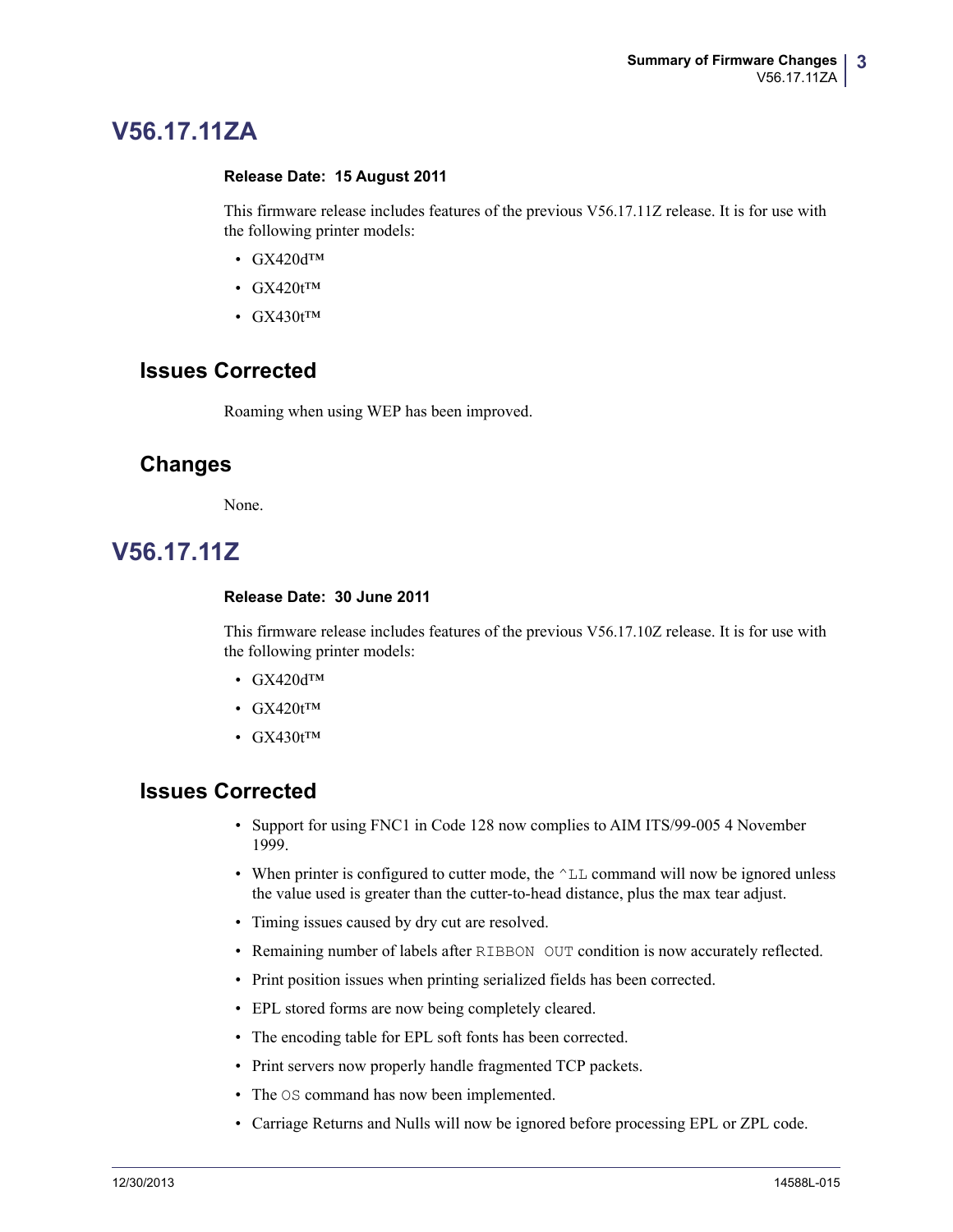# V56.17.11ZA

**Release Date: 15 August 2011**

This firmware release includes features of the previous V56.17.11Z release. It is for use with the following printer models:

- GX420d™
- GX420t™
- GX430t™

## Issues Corrected

Roaming when using WEP has been improved.

## Changes

None.

# V56.17.11Z

**Release Date: 30 June 2011**

This firmware release includes features of the previous V56.17.10Z release. It is for use with the following printer models:

- GX420d™
- GX420t™
- GX430t™

## Issues Corrected

- Support for using FNC1 in Code 128 now complies to AIM ITS/99-005 4 November 1999.
- When printer is configured to cutter mode, the `^LL` command will now be ignored unless the value used is greater than the cutter-to-head distance, plus the max tear adjust.
- Timing issues caused by dry cut are resolved.
- Remaining number of labels after `RIBBON OUT` condition is now accurately reflected.
- Print position issues when printing serialized fields has been corrected.
- EPL stored forms are now being completely cleared.
- The encoding table for EPL soft fonts has been corrected.
- Print servers now properly handle fragmented TCP packets.
- The `OS` command has now been implemented.
- Carriage Returns and Nulls will now be ignored before processing EPL or ZPL code.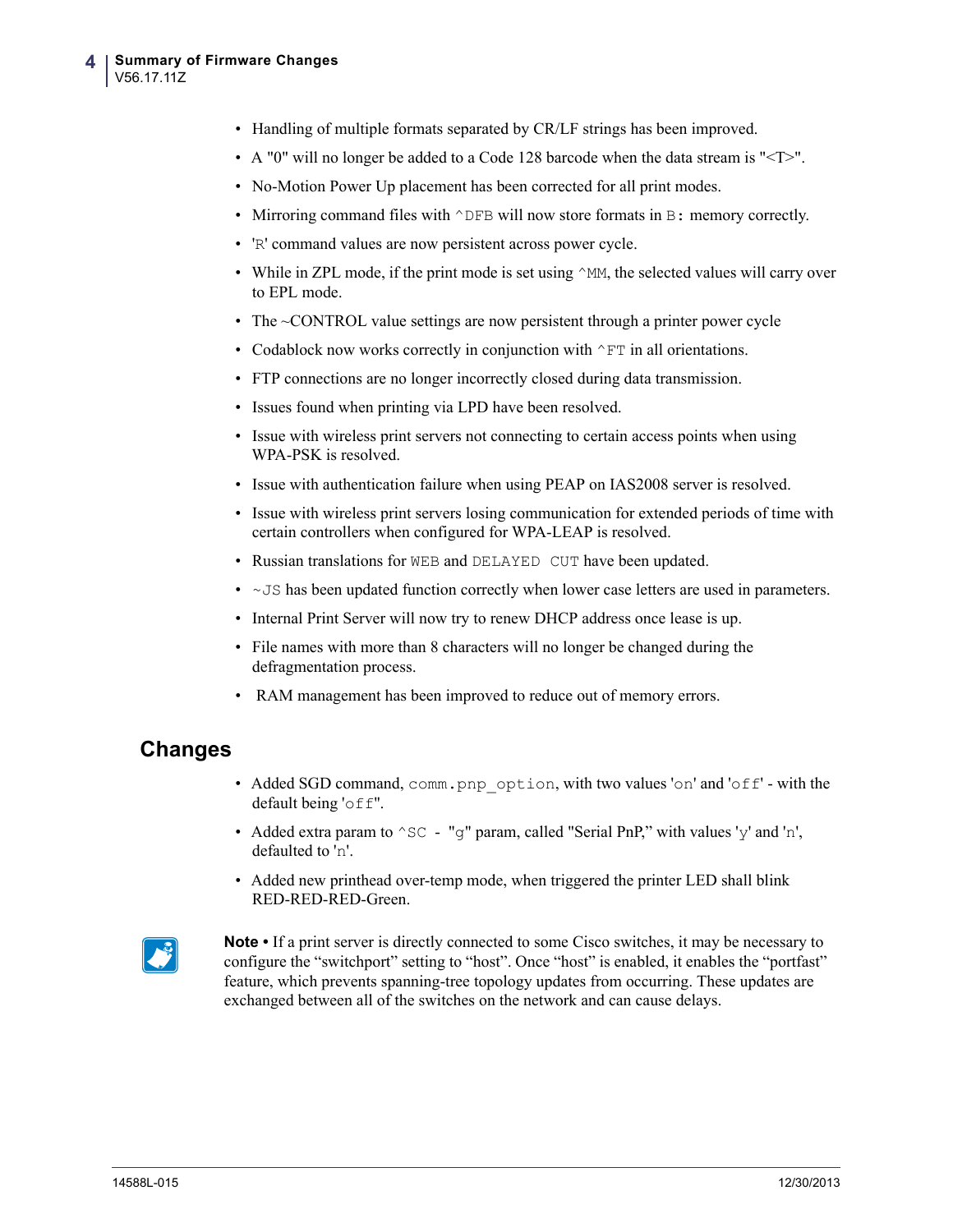- Handling of multiple formats separated by CR/LF strings has been improved.
- A "0" will no longer be added to a Code 128 barcode when the data stream is "<T>".
- No-Motion Power Up placement has been corrected for all print modes.
- Mirroring command files with `^DFB` will now store formats in `B:` memory correctly.
- '`R`' command values are now persistent across power cycle.
- While in ZPL mode, if the print mode is set using `^MM`, the selected values will carry over to EPL mode.
- The ~CONTROL value settings are now persistent through a printer power cycle
- Codablock now works correctly in conjunction with `^FT` in all orientations.
- FTP connections are no longer incorrectly closed during data transmission.
- Issues found when printing via LPD have been resolved.
- Issue with wireless print servers not connecting to certain access points when using WPA-PSK is resolved.
- Issue with authentication failure when using PEAP on IAS2008 server is resolved.
- Issue with wireless print servers losing communication for extended periods of time with certain controllers when configured for WPA-LEAP is resolved.
- Russian translations for `WEB` and `DELAYED CUT` have been updated.
- `~JS` has been updated function correctly when lower case letters are used in parameters.
- Internal Print Server will now try to renew DHCP address once lease is up.
- File names with more than 8 characters will no longer be changed during the defragmentation process.
- RAM management has been improved to reduce out of memory errors.

## Changes

- Added SGD command, `comm.pnp_option`, with two values '`on`' and '`off`' - with the default being '`off`".
- Added extra param to `^SC - "g"` param, called "Serial PnP," with values '`y`' and '`n`', defaulted to '`n`'.
- Added new printhead over-temp mode, when triggered the printer LED shall blink RED-RED-RED-Green.

**Note •** If a print server is directly connected to some Cisco switches, it may be necessary to configure the "switchport" setting to "host". Once "host" is enabled, it enables the "portfast" feature, which prevents spanning-tree topology updates from occurring. These updates are exchanged between all of the switches on the network and can cause delays.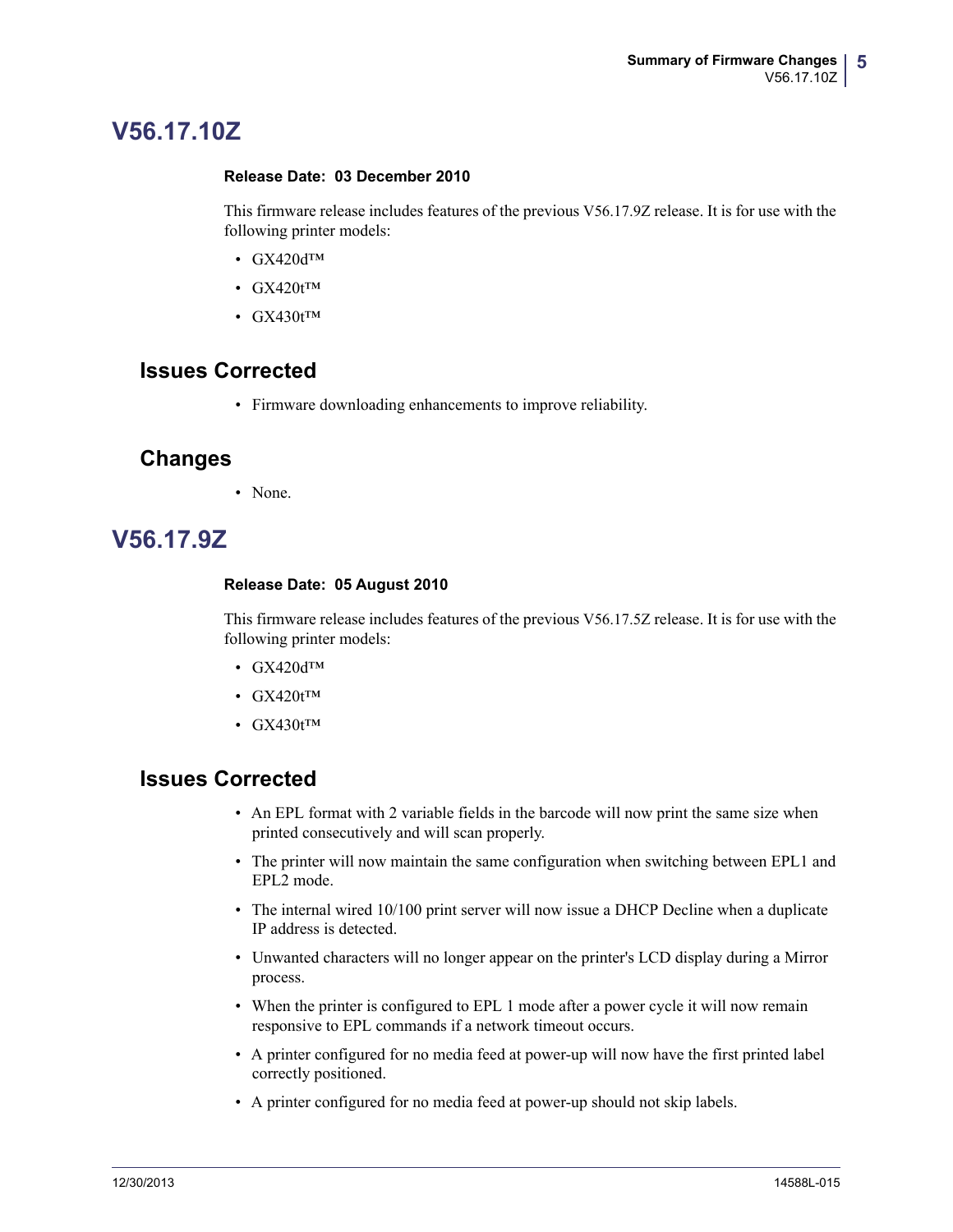# V56.17.10Z

**Release Date: 03 December 2010**

This firmware release includes features of the previous V56.17.9Z release. It is for use with the following printer models:

- GX420d™
- GX420t™
- GX430t™

## Issues Corrected

- Firmware downloading enhancements to improve reliability.

## Changes

- None.

# V56.17.9Z

**Release Date: 05 August 2010**

This firmware release includes features of the previous V56.17.5Z release. It is for use with the following printer models:

- GX420d™
- GX420t™
- GX430t™

## Issues Corrected

- An EPL format with 2 variable fields in the barcode will now print the same size when printed consecutively and will scan properly.
- The printer will now maintain the same configuration when switching between EPL1 and EPL2 mode.
- The internal wired 10/100 print server will now issue a DHCP Decline when a duplicate IP address is detected.
- Unwanted characters will no longer appear on the printer's LCD display during a Mirror process.
- When the printer is configured to EPL 1 mode after a power cycle it will now remain responsive to EPL commands if a network timeout occurs.
- A printer configured for no media feed at power-up will now have the first printed label correctly positioned.
- A printer configured for no media feed at power-up should not skip labels.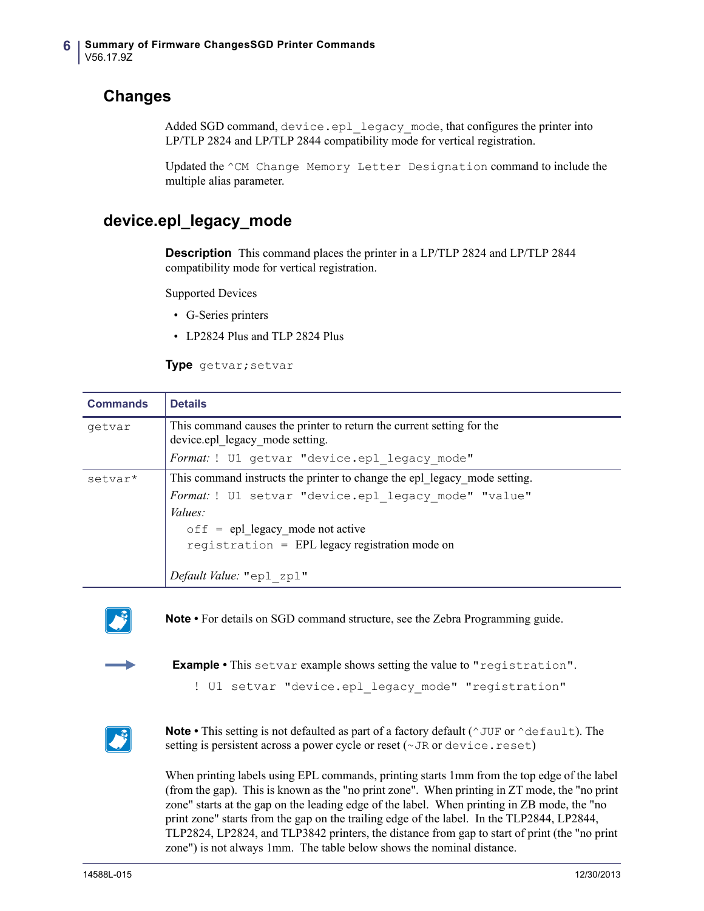## Changes

Added SGD command, `device.epl_legacy_mode`, that configures the printer into LP/TLP 2824 and LP/TLP 2844 compatibility mode for vertical registration.

Updated the `^CM Change Memory Letter Designation` command to include the multiple alias parameter.

## device.epl_legacy_mode

**Description** This command places the printer in a LP/TLP 2824 and LP/TLP 2844 compatibility mode for vertical registration.

Supported Devices

- G-Series printers
- LP2824 Plus and TLP 2824 Plus

**Type** `getvar;setvar`

| Commands | Details |
|---|---|
| `getvar` | This command causes the printer to return the current setting for the device.epl_legacy_mode setting.<br>*Format:* `! U1 getvar "device.epl_legacy_mode"` |
| `setvar*` | This command instructs the printer to change the epl_legacy_mode setting.<br>*Format:* `! U1 setvar "device.epl_legacy_mode" "value"`<br>*Values:*<br>`off` = epl_legacy_mode not active<br>`registration` = EPL legacy registration mode on<br><br>*Default Value:* `"epl_zpl"` |

**Note •** For details on SGD command structure, see the Zebra Programming guide.

**Example •** This `setvar` example shows setting the value to `"registration"`.

```
! U1 setvar "device.epl_legacy_mode" "registration"
```

**Note •** This setting is not defaulted as part of a factory default (`^JUF` or `^default`). The setting is persistent across a power cycle or reset (`~JR` or `device.reset`)

When printing labels using EPL commands, printing starts 1mm from the top edge of the label (from the gap). This is known as the "no print zone". When printing in ZT mode, the "no print zone" starts at the gap on the leading edge of the label. When printing in ZB mode, the "no print zone" starts from the gap on the trailing edge of the label. In the TLP2844, LP2844, TLP2824, LP2824, and TLP3842 printers, the distance from gap to start of print (the "no print zone") is not always 1mm. The table below shows the nominal distance.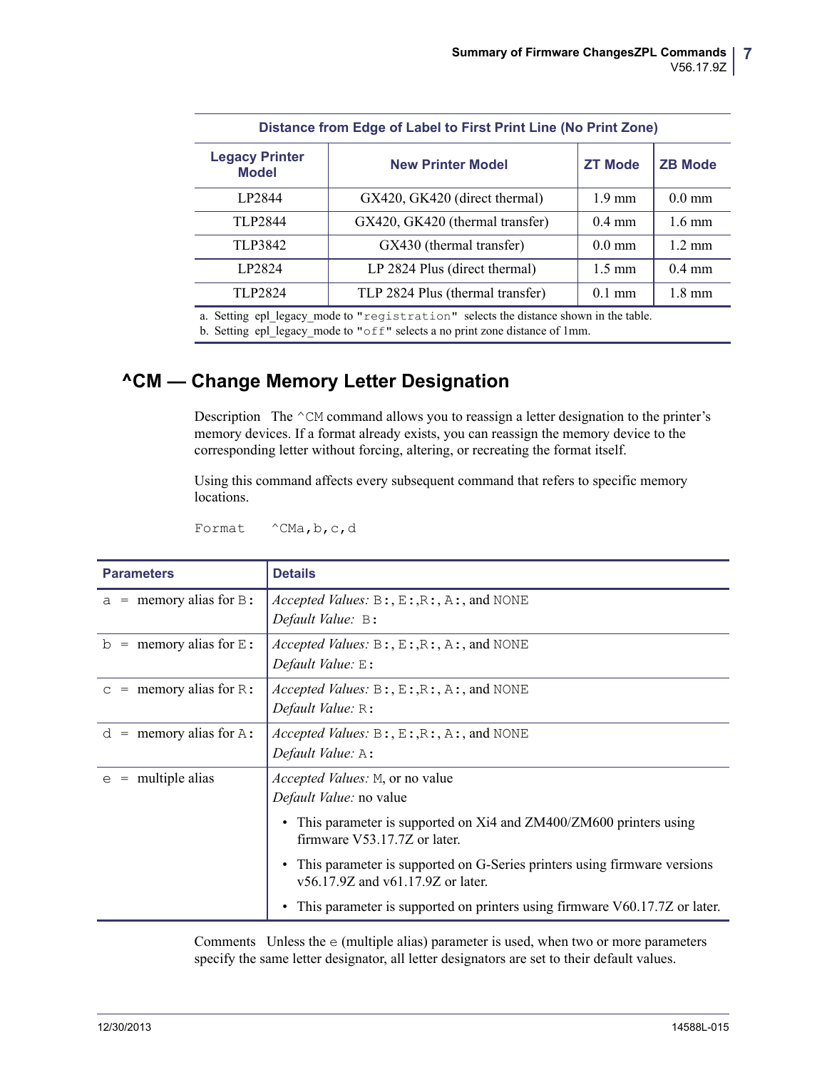| Distance from Edge of Label to First Print Line (No Print Zone) | | | |
|---|---|---|---|
| **Legacy Printer Model** | **New Printer Model** | **ZT Mode** | **ZB Mode** |
| LP2844 | GX420, GK420 (direct thermal) | 1.9 mm | 0.0 mm |
| TLP2844 | GX420, GK420 (thermal transfer) | 0.4 mm | 1.6 mm |
| TLP3842 | GX430 (thermal transfer) | 0.0 mm | 1.2 mm |
| LP2824 | LP 2824 Plus (direct thermal) | 1.5 mm | 0.4 mm |
| TLP2824 | TLP 2824 Plus (thermal transfer) | 0.1 mm | 1.8 mm |

a. Setting epl_legacy_mode to "registration" selects the distance shown in the table.
b. Setting epl_legacy_mode to "off" selects a no print zone distance of 1mm.

## ^CM — Change Memory Letter Designation

Description The ^CM command allows you to reassign a letter designation to the printer's memory devices. If a format already exists, you can reassign the memory device to the corresponding letter without forcing, altering, or recreating the format itself.

Using this command affects every subsequent command that refers to specific memory locations.

Format ^CMa,b,c,d

| Parameters | Details |
|---|---|
| a = memory alias for B: | *Accepted Values:* B:, E:,R:, A:, and NONE<br>*Default Value:* B: |
| b = memory alias for E: | *Accepted Values:* B:, E:,R:, A:, and NONE<br>*Default Value:* E: |
| c = memory alias for R: | *Accepted Values:* B:, E:,R:, A:, and NONE<br>*Default Value:* R: |
| d = memory alias for A: | *Accepted Values:* B:, E:,R:, A:, and NONE<br>*Default Value:* A: |
| e = multiple alias | *Accepted Values:* M, or no value<br>*Default Value:* no value<br>• This parameter is supported on Xi4 and ZM400/ZM600 printers using firmware V53.17.7Z or later.<br>• This parameter is supported on G-Series printers using firmware versions v56.17.9Z and v61.17.9Z or later.<br>• This parameter is supported on printers using firmware V60.17.7Z or later. |

Comments Unless the e (multiple alias) parameter is used, when two or more parameters specify the same letter designator, all letter designators are set to their default values.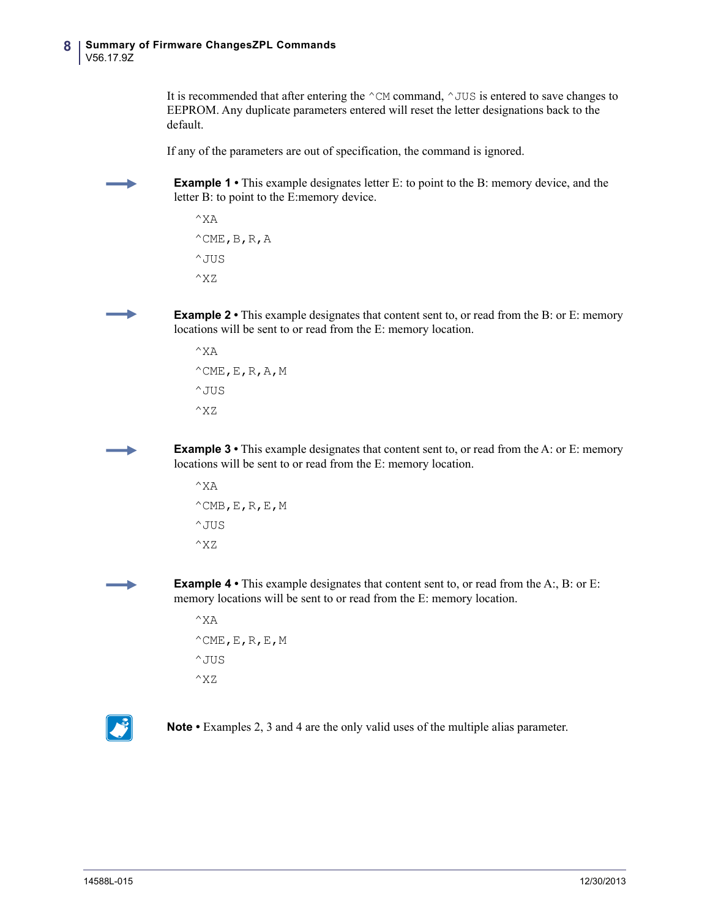It is recommended that after entering the `^CM` command, `^JUS` is entered to save changes to EEPROM. Any duplicate parameters entered will reset the letter designations back to the default.

If any of the parameters are out of specification, the command is ignored.

**Example 1 •** This example designates letter E: to point to the B: memory device, and the letter B: to point to the E:memory device.

```
^XA
^CME,B,R,A
^JUS
^XZ
```

**Example 2 •** This example designates that content sent to, or read from the B: or E: memory locations will be sent to or read from the E: memory location.

```
^XA
^CME,E,R,A,M
^JUS
^XZ
```

**Example 3 •** This example designates that content sent to, or read from the A: or E: memory locations will be sent to or read from the E: memory location.

```
^XA
^CMB,E,R,E,M
^JUS
^XZ
```

**Example 4 •** This example designates that content sent to, or read from the A:, B: or E: memory locations will be sent to or read from the E: memory location.

```
^XA
^CME,E,R,E,M
^JUS
^XZ
```

**Note •** Examples 2, 3 and 4 are the only valid uses of the multiple alias parameter.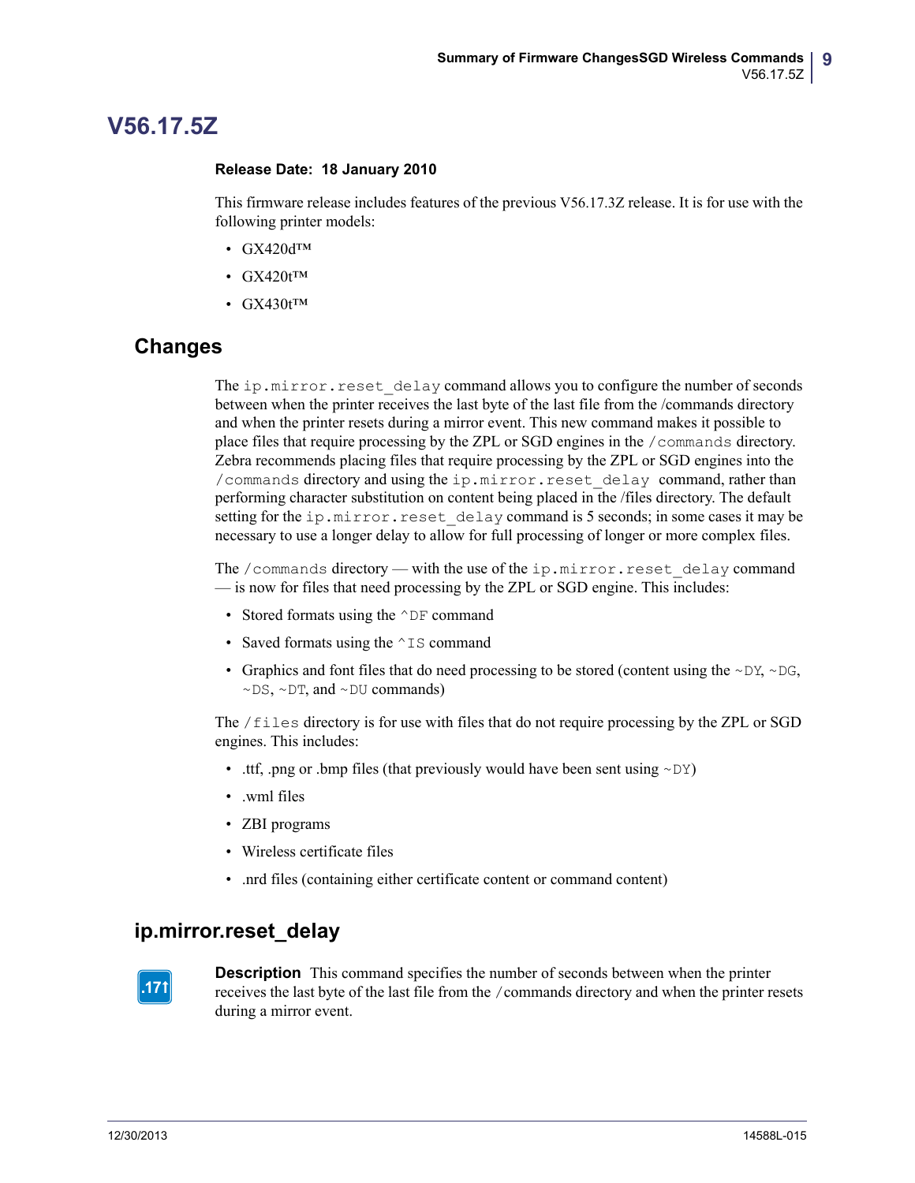# V56.17.5Z

**Release Date: 18 January 2010**

This firmware release includes features of the previous V56.17.3Z release. It is for use with the following printer models:

- GX420d™
- GX420t™
- GX430t™

## Changes

The `ip.mirror.reset_delay` command allows you to configure the number of seconds between when the printer receives the last byte of the last file from the /commands directory and when the printer resets during a mirror event. This new command makes it possible to place files that require processing by the ZPL or SGD engines in the `/commands` directory. Zebra recommends placing files that require processing by the ZPL or SGD engines into the `/commands` directory and using the `ip.mirror.reset_delay` command, rather than performing character substitution on content being placed in the /files directory. The default setting for the `ip.mirror.reset_delay` command is 5 seconds; in some cases it may be necessary to use a longer delay to allow for full processing of longer or more complex files.

The `/commands` directory — with the use of the `ip.mirror.reset_delay` command — is now for files that need processing by the ZPL or SGD engine. This includes:

- Stored formats using the `^DF` command
- Saved formats using the `^IS` command
- Graphics and font files that do need processing to be stored (content using the `~DY`, `~DG`, `~DS`, `~DT`, and `~DU` commands)

The `/files` directory is for use with files that do not require processing by the ZPL or SGD engines. This includes:

- .ttf, .png or .bmp files (that previously would have been sent using `~DY`)
- .wml files
- ZBI programs
- Wireless certificate files
- .nrd files (containing either certificate content or command content)

## ip.mirror.reset_delay

.17↑

**Description** This command specifies the number of seconds between when the printer receives the last byte of the last file from the /commands directory and when the printer resets during a mirror event.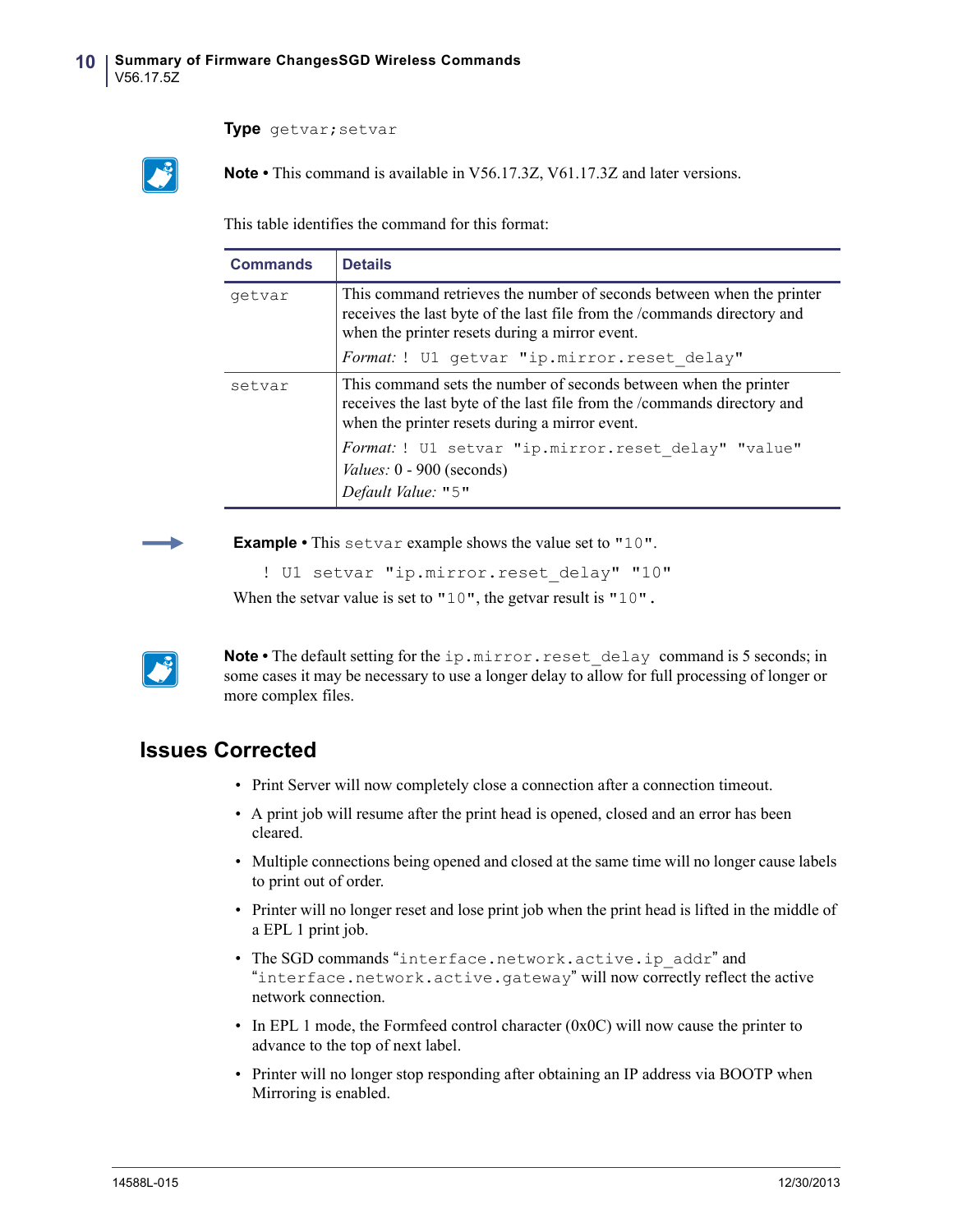**Type** getvar;setvar

**Note** • This command is available in V56.17.3Z, V61.17.3Z and later versions.

This table identifies the command for this format:

| Commands | Details |
|---|---|
| getvar | This command retrieves the number of seconds between when the printer receives the last byte of the last file from the /commands directory and when the printer resets during a mirror event.<br>*Format:* `! U1 getvar "ip.mirror.reset_delay"` |
| setvar | This command sets the number of seconds between when the printer receives the last byte of the last file from the /commands directory and when the printer resets during a mirror event.<br>*Format:* `! U1 setvar "ip.mirror.reset_delay" "value"`<br>*Values:* 0 - 900 (seconds)<br>*Default Value:* "5" |

**Example** • This setvar example shows the value set to "10".

```
! U1 setvar "ip.mirror.reset_delay" "10"
```

When the setvar value is set to "10", the getvar result is "10".

**Note** • The default setting for the ip.mirror.reset_delay command is 5 seconds; in some cases it may be necessary to use a longer delay to allow for full processing of longer or more complex files.

## Issues Corrected

- Print Server will now completely close a connection after a connection timeout.
- A print job will resume after the print head is opened, closed and an error has been cleared.
- Multiple connections being opened and closed at the same time will no longer cause labels to print out of order.
- Printer will no longer reset and lose print job when the print head is lifted in the middle of a EPL 1 print job.
- The SGD commands "interface.network.active.ip_addr" and "interface.network.active.gateway" will now correctly reflect the active network connection.
- In EPL 1 mode, the Formfeed control character (0x0C) will now cause the printer to advance to the top of next label.
- Printer will no longer stop responding after obtaining an IP address via BOOTP when Mirroring is enabled.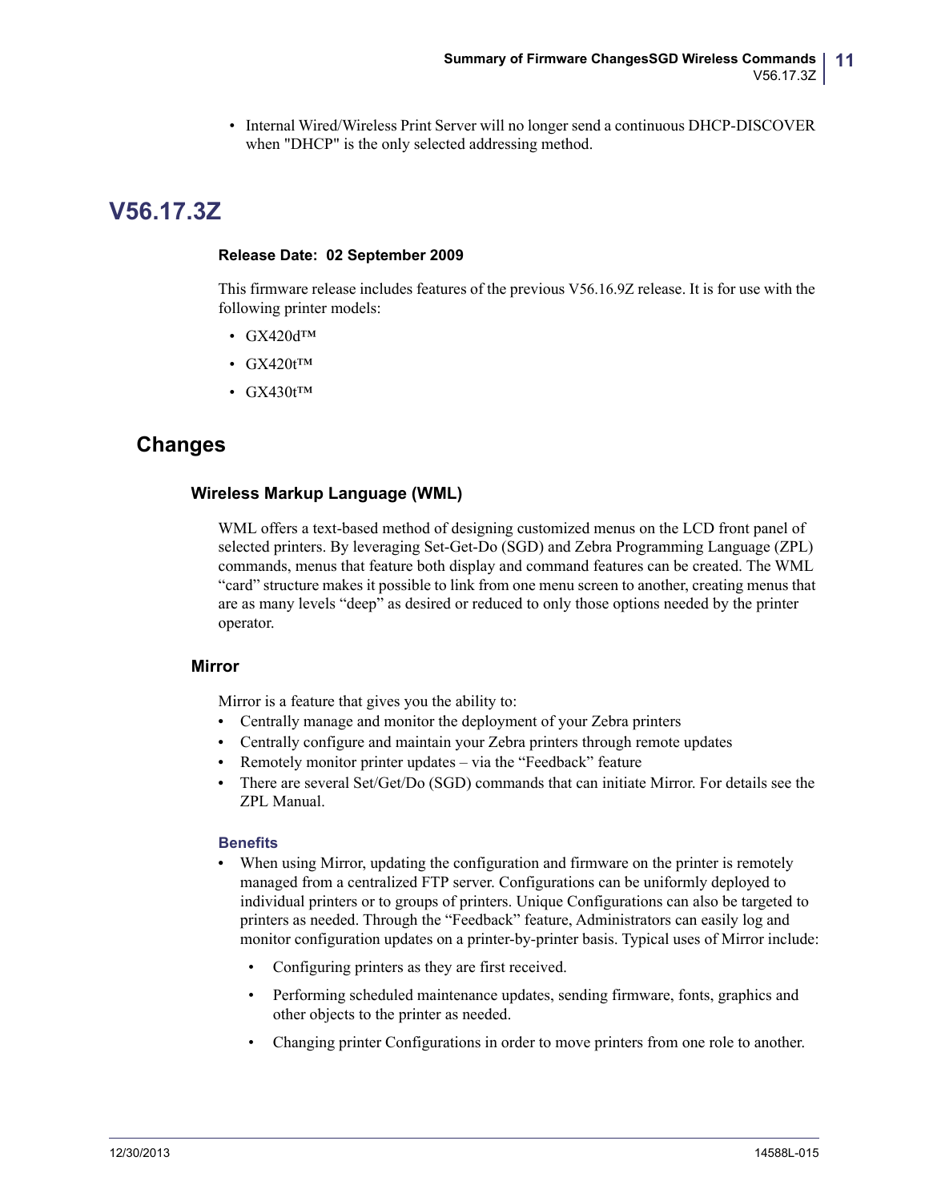- Internal Wired/Wireless Print Server will no longer send a continuous DHCP-DISCOVER when "DHCP" is the only selected addressing method.

# V56.17.3Z

**Release Date: 02 September 2009**

This firmware release includes features of the previous V56.16.9Z release. It is for use with the following printer models:

- GX420d™
- GX420t™
- GX430t™

## Changes

### Wireless Markup Language (WML)

WML offers a text-based method of designing customized menus on the LCD front panel of selected printers. By leveraging Set-Get-Do (SGD) and Zebra Programming Language (ZPL) commands, menus that feature both display and command features can be created. The WML "card" structure makes it possible to link from one menu screen to another, creating menus that are as many levels "deep" as desired or reduced to only those options needed by the printer operator.

### Mirror

Mirror is a feature that gives you the ability to:

- Centrally manage and monitor the deployment of your Zebra printers
- Centrally configure and maintain your Zebra printers through remote updates
- Remotely monitor printer updates – via the "Feedback" feature
- There are several Set/Get/Do (SGD) commands that can initiate Mirror. For details see the ZPL Manual.

#### Benefits

- When using Mirror, updating the configuration and firmware on the printer is remotely managed from a centralized FTP server. Configurations can be uniformly deployed to individual printers or to groups of printers. Unique Configurations can also be targeted to printers as needed. Through the "Feedback" feature, Administrators can easily log and monitor configuration updates on a printer-by-printer basis. Typical uses of Mirror include:
  - Configuring printers as they are first received.
  - Performing scheduled maintenance updates, sending firmware, fonts, graphics and other objects to the printer as needed.
  - Changing printer Configurations in order to move printers from one role to another.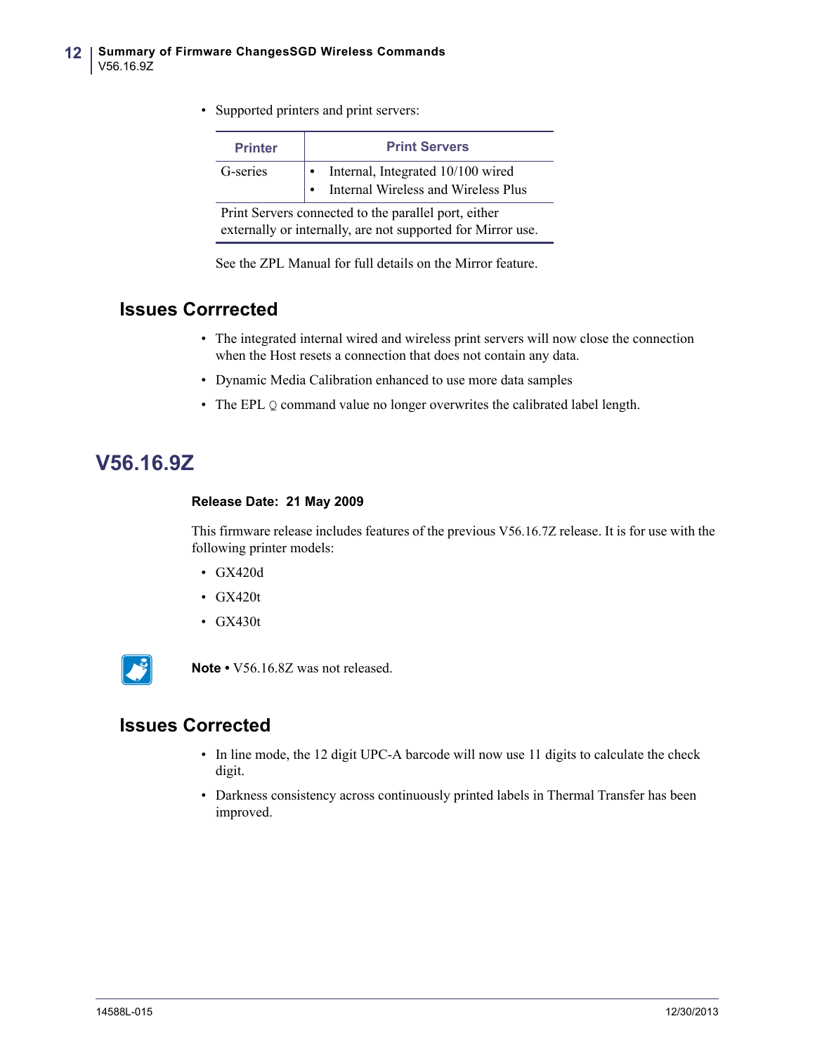- Supported printers and print servers:

| Printer | Print Servers |
|---|---|
| G-series | • Internal, Integrated 10/100 wired<br>• Internal Wireless and Wireless Plus |
| Print Servers connected to the parallel port, either externally or internally, are not supported for Mirror use. | |

See the ZPL Manual for full details on the Mirror feature.

## Issues Corrrected

- The integrated internal wired and wireless print servers will now close the connection when the Host resets a connection that does not contain any data.
- Dynamic Media Calibration enhanced to use more data samples
- The EPL `Q` command value no longer overwrites the calibrated label length.

# V56.16.9Z

**Release Date: 21 May 2009**

This firmware release includes features of the previous V56.16.7Z release. It is for use with the following printer models:

- GX420d
- GX420t
- GX430t

**Note •** V56.16.8Z was not released.

## Issues Corrected

- In line mode, the 12 digit UPC-A barcode will now use 11 digits to calculate the check digit.
- Darkness consistency across continuously printed labels in Thermal Transfer has been improved.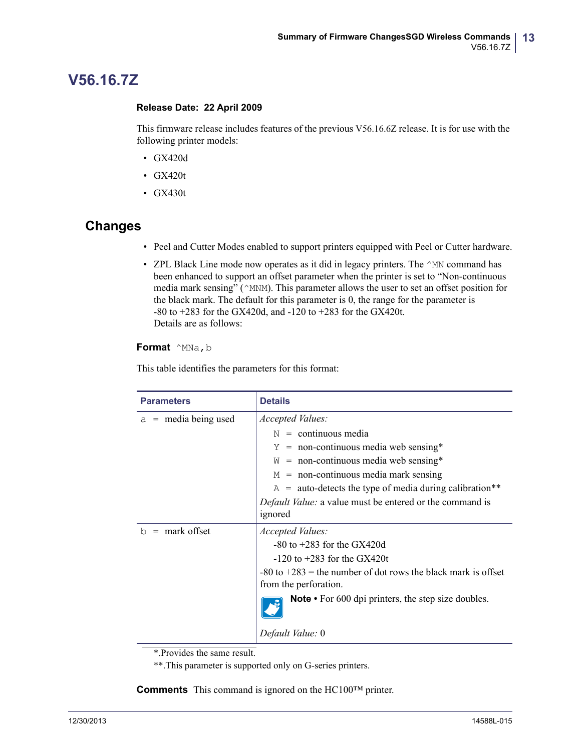# V56.16.7Z

**Release Date: 22 April 2009**

This firmware release includes features of the previous V56.16.6Z release. It is for use with the following printer models:

- GX420d
- GX420t
- GX430t

## Changes

- Peel and Cutter Modes enabled to support printers equipped with Peel or Cutter hardware.
- ZPL Black Line mode now operates as it did in legacy printers. The `^MN` command has been enhanced to support an offset parameter when the printer is set to "Non-continuous media mark sensing" (`^MNM`). This parameter allows the user to set an offset position for the black mark. The default for this parameter is 0, the range for the parameter is -80 to +283 for the GX420d, and -120 to +283 for the GX420t.
  Details are as follows:

**Format** `^MNa,b`

This table identifies the parameters for this format:

| Parameters | Details |
|---|---|
| `a` = media being used | *Accepted Values:*<br>`N` = continuous media<br>`Y` = non-continuous media web sensing*<br>`W` = non-continuous media web sensing*<br>`M` = non-continuous media mark sensing<br>`A` = auto-detects the type of media during calibration**<br>*Default Value:* a value must be entered or the command is ignored |
| `b` = mark offset | *Accepted Values:*<br>-80 to +283 for the GX420d<br>-120 to +283 for the GX420t<br>-80 to +283 = the number of dot rows the black mark is offset from the perforation.<br>**Note •** For 600 dpi printers, the step size doubles.<br>*Default Value:* 0 |

*.Provides the same result.

**.This parameter is supported only on G-series printers.

**Comments** This command is ignored on the HC100™ printer.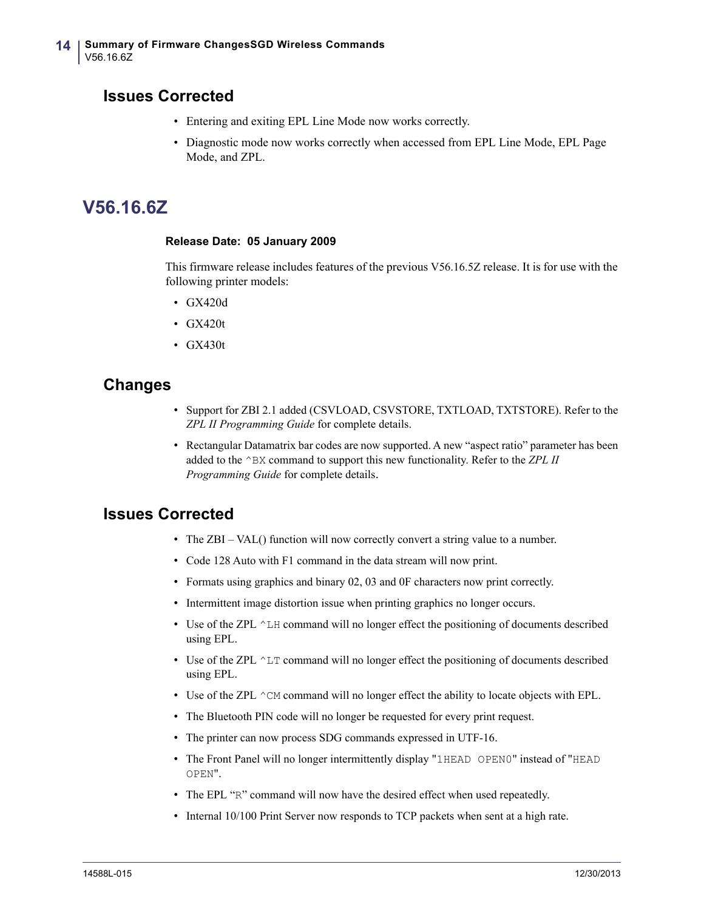## Issues Corrected

- Entering and exiting EPL Line Mode now works correctly.
- Diagnostic mode now works correctly when accessed from EPL Line Mode, EPL Page Mode, and ZPL.

# V56.16.6Z

**Release Date: 05 January 2009**

This firmware release includes features of the previous V56.16.5Z release. It is for use with the following printer models:

- GX420d
- GX420t
- GX430t

## Changes

- Support for ZBI 2.1 added (CSVLOAD, CSVSTORE, TXTLOAD, TXTSTORE). Refer to the *ZPL II Programming Guide* for complete details.
- Rectangular Datamatrix bar codes are now supported. A new "aspect ratio" parameter has been added to the `^BX` command to support this new functionality. Refer to the *ZPL II Programming Guide* for complete details.

## Issues Corrected

- The ZBI – VAL() function will now correctly convert a string value to a number.
- Code 128 Auto with F1 command in the data stream will now print.
- Formats using graphics and binary 02, 03 and 0F characters now print correctly.
- Intermittent image distortion issue when printing graphics no longer occurs.
- Use of the ZPL `^LH` command will no longer effect the positioning of documents described using EPL.
- Use of the ZPL `^LT` command will no longer effect the positioning of documents described using EPL.
- Use of the ZPL `^CM` command will no longer effect the ability to locate objects with EPL.
- The Bluetooth PIN code will no longer be requested for every print request.
- The printer can now process SDG commands expressed in UTF-16.
- The Front Panel will no longer intermittently display "`1HEAD OPEN0`" instead of "`HEAD OPEN`".
- The EPL "`R`" command will now have the desired effect when used repeatedly.
- Internal 10/100 Print Server now responds to TCP packets when sent at a high rate.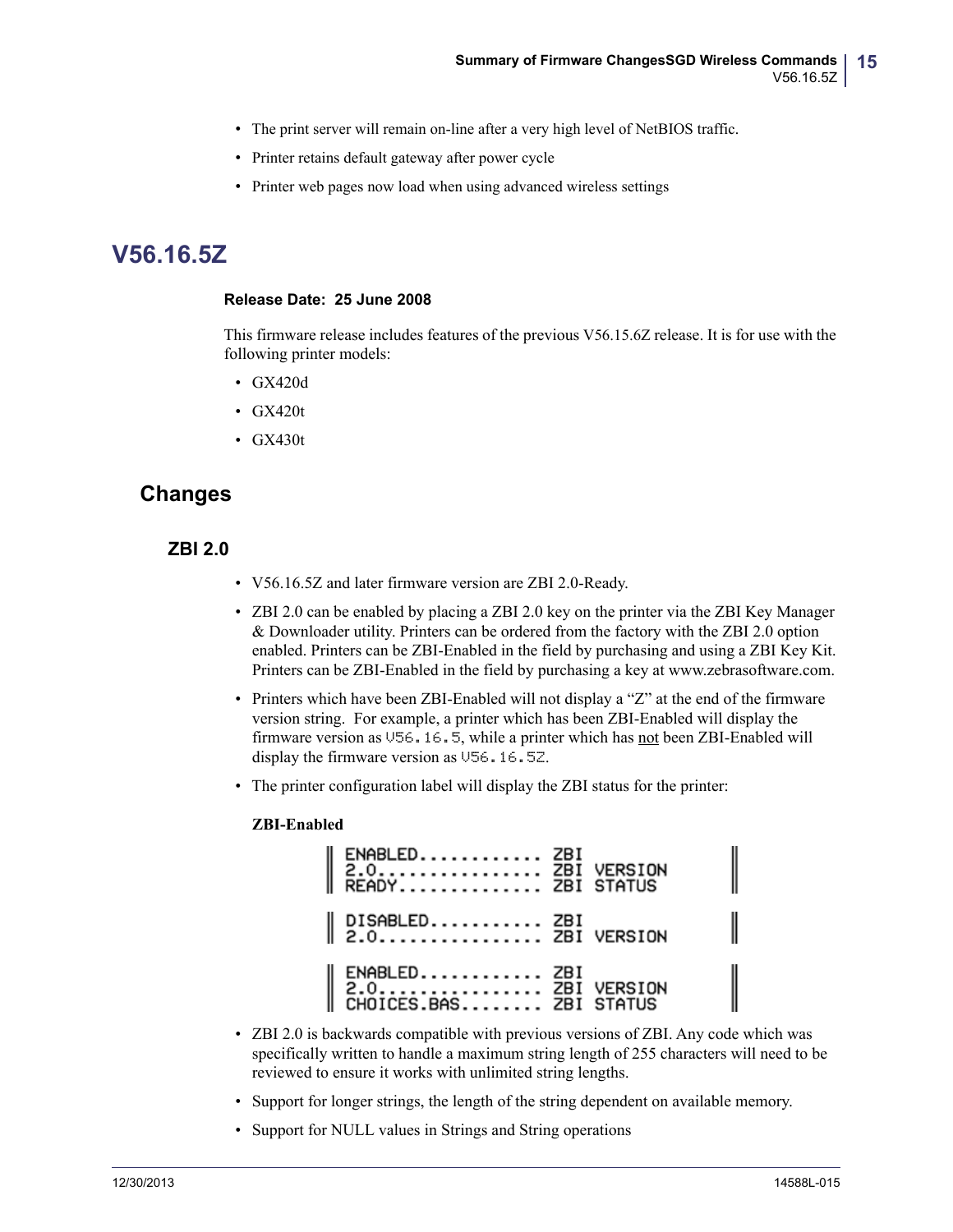- The print server will remain on-line after a very high level of NetBIOS traffic.
- Printer retains default gateway after power cycle
- Printer web pages now load when using advanced wireless settings

# V56.16.5Z

**Release Date: 25 June 2008**

This firmware release includes features of the previous V56.15.6Z release. It is for use with the following printer models:

- GX420d
- GX420t
- GX430t

## Changes

### ZBI 2.0

- V56.16.5Z and later firmware version are ZBI 2.0-Ready.
- ZBI 2.0 can be enabled by placing a ZBI 2.0 key on the printer via the ZBI Key Manager & Downloader utility. Printers can be ordered from the factory with the ZBI 2.0 option enabled. Printers can be ZBI-Enabled in the field by purchasing and using a ZBI Key Kit. Printers can be ZBI-Enabled in the field by purchasing a key at www.zebrasoftware.com.
- Printers which have been ZBI-Enabled will not display a "Z" at the end of the firmware version string. For example, a printer which has been ZBI-Enabled will display the firmware version as `V56.16.5`, while a printer which has not been ZBI-Enabled will display the firmware version as `V56.16.5Z`.
- The printer configuration label will display the ZBI status for the printer:

  **ZBI-Enabled**

```
ENABLED............ ZBI
2.0................ ZBI VERSION
READY.............. ZBI STATUS

DISABLED........... ZBI
2.0................ ZBI VERSION

ENABLED............ ZBI
2.0................ ZBI VERSION
CHOICES.BAS........ ZBI STATUS
```

- ZBI 2.0 is backwards compatible with previous versions of ZBI. Any code which was specifically written to handle a maximum string length of 255 characters will need to be reviewed to ensure it works with unlimited string lengths.
- Support for longer strings, the length of the string dependent on available memory.
- Support for NULL values in Strings and String operations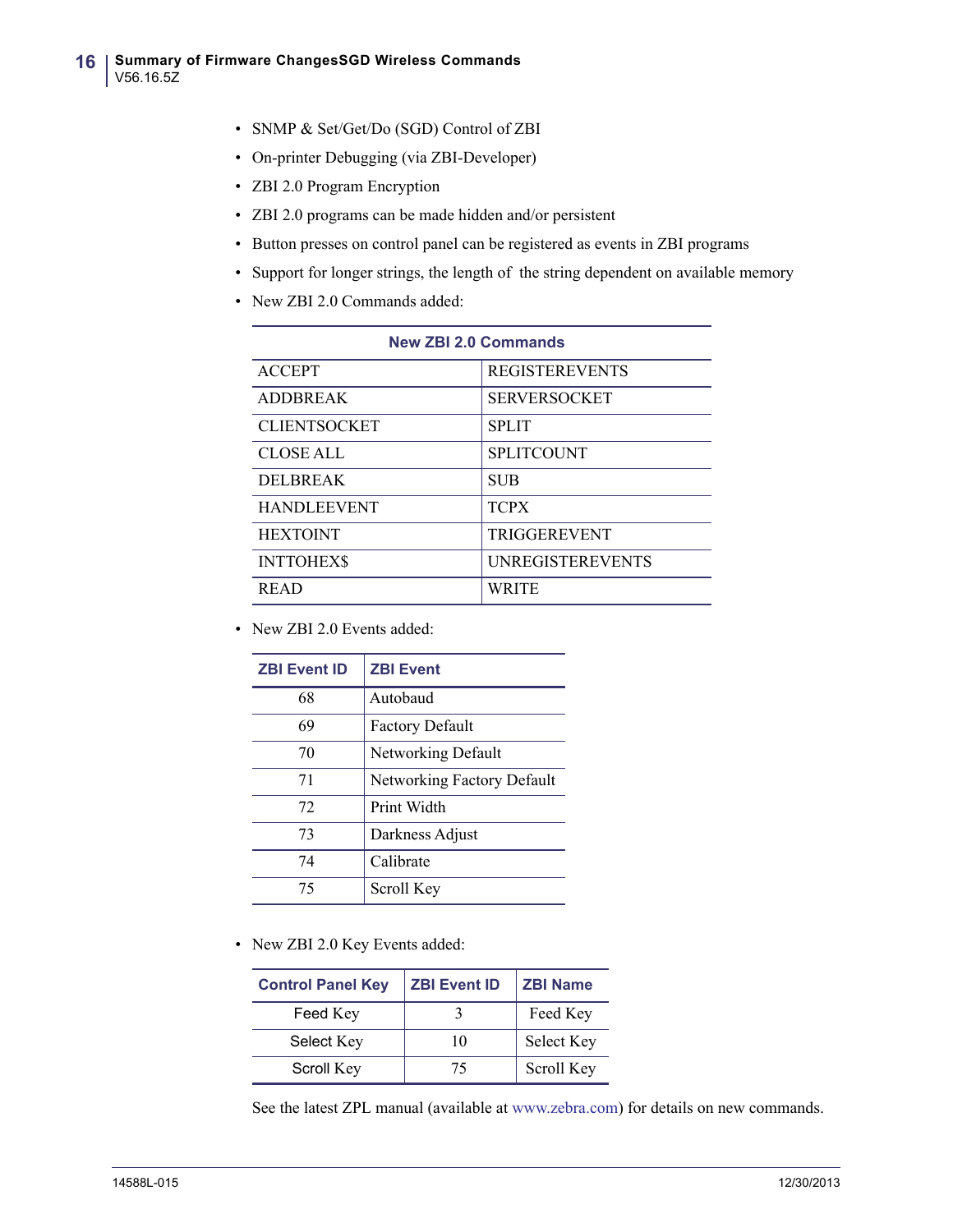- SNMP & Set/Get/Do (SGD) Control of ZBI
- On-printer Debugging (via ZBI-Developer)
- ZBI 2.0 Program Encryption
- ZBI 2.0 programs can be made hidden and/or persistent
- Button presses on control panel can be registered as events in ZBI programs
- Support for longer strings, the length of  the string dependent on available memory
- New ZBI 2.0 Commands added:

| New ZBI 2.0 Commands | |
|---|---|
| ACCEPT | REGISTEREVENTS |
| ADDBREAK | SERVERSOCKET |
| CLIENTSOCKET | SPLIT |
| CLOSE ALL | SPLITCOUNT |
| DELBREAK | SUB |
| HANDLEEVENT | TCPX |
| HEXTOINT | TRIGGEREVENT |
| INTTOHEX$ | UNREGISTEREVENTS |
| READ | WRITE |

- New ZBI 2.0 Events added:

| ZBI Event ID | ZBI Event |
|---|---|
| 68 | Autobaud |
| 69 | Factory Default |
| 70 | Networking Default |
| 71 | Networking Factory Default |
| 72 | Print Width |
| 73 | Darkness Adjust |
| 74 | Calibrate |
| 75 | Scroll Key |

- New ZBI 2.0 Key Events added:

| Control Panel Key | ZBI Event ID | ZBI Name |
|---|---|---|
| Feed Key | 3 | Feed Key |
| Select Key | 10 | Select Key |
| Scroll Key | 75 | Scroll Key |

See the latest ZPL manual (available at www.zebra.com) for details on new commands.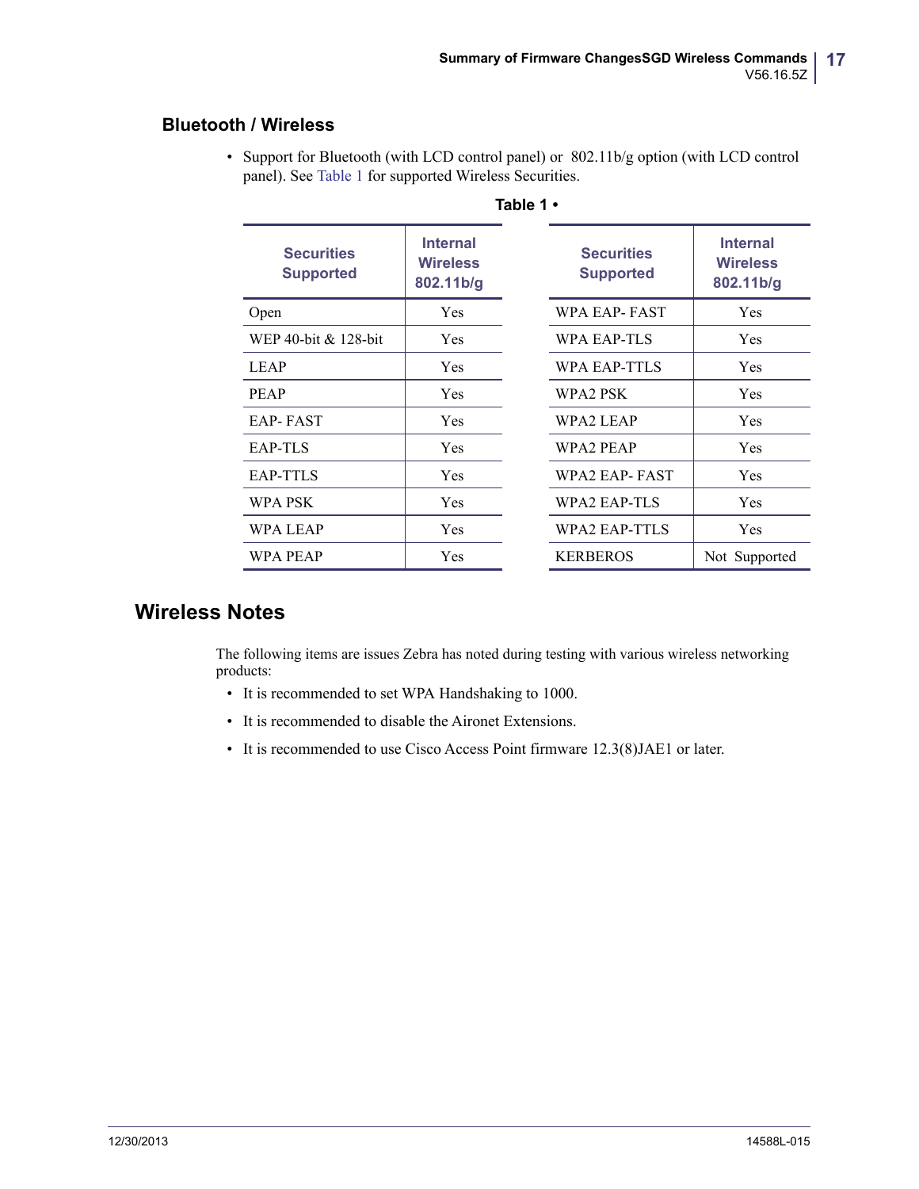### Bluetooth / Wireless

- Support for Bluetooth (with LCD control panel) or 802.11b/g option (with LCD control panel). See Table 1 for supported Wireless Securities.

**Table 1 •**

| Securities Supported | Internal Wireless 802.11b/g |
|---|---|
| Open | Yes |
| WEP 40-bit & 128-bit | Yes |
| LEAP | Yes |
| PEAP | Yes |
| EAP- FAST | Yes |
| EAP-TLS | Yes |
| EAP-TTLS | Yes |
| WPA PSK | Yes |
| WPA LEAP | Yes |
| WPA PEAP | Yes |
| WPA EAP- FAST | Yes |
| WPA EAP-TLS | Yes |
| WPA EAP-TTLS | Yes |
| WPA2 PSK | Yes |
| WPA2 LEAP | Yes |
| WPA2 PEAP | Yes |
| WPA2 EAP- FAST | Yes |
| WPA2 EAP-TLS | Yes |
| WPA2 EAP-TTLS | Yes |
| KERBEROS | Not Supported |

## Wireless Notes

The following items are issues Zebra has noted during testing with various wireless networking products:

- It is recommended to set WPA Handshaking to 1000.
- It is recommended to disable the Aironet Extensions.
- It is recommended to use Cisco Access Point firmware 12.3(8)JAE1 or later.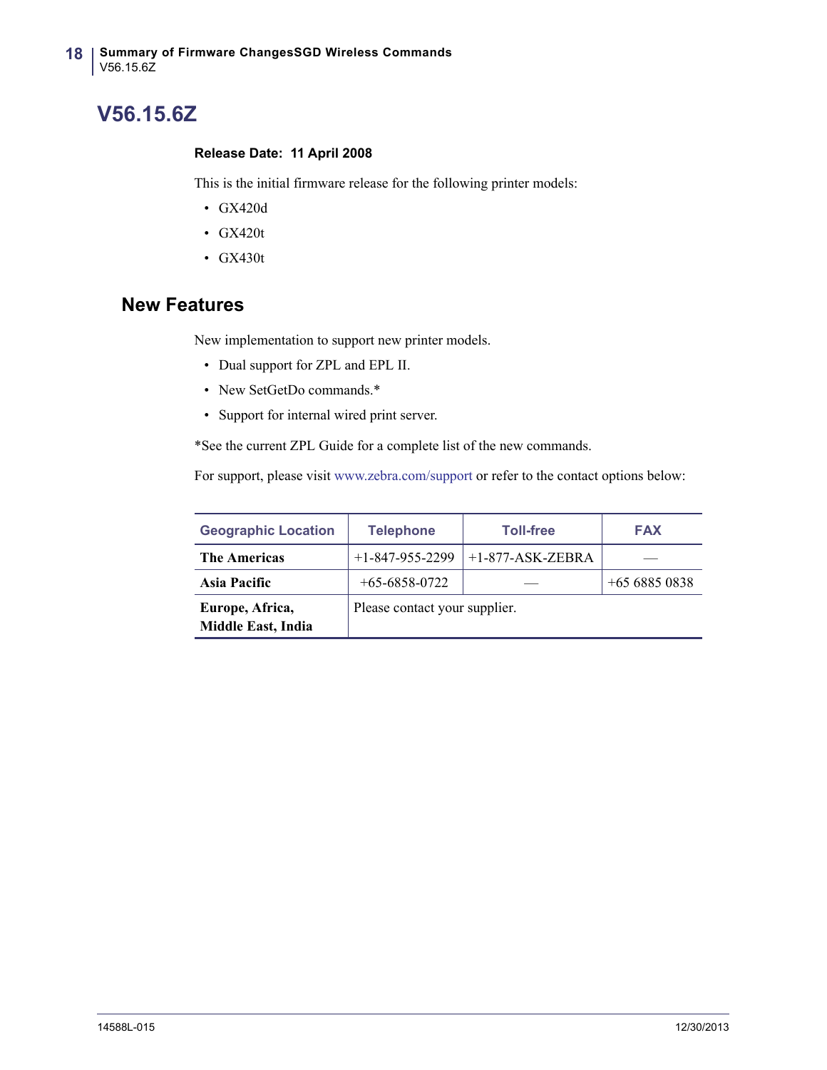# V56.15.6Z

**Release Date: 11 April 2008**

This is the initial firmware release for the following printer models:

- GX420d
- GX420t
- GX430t

## New Features

New implementation to support new printer models.

- Dual support for ZPL and EPL II.
- New SetGetDo commands.*
- Support for internal wired print server.

*See the current ZPL Guide for a complete list of the new commands.

For support, please visit www.zebra.com/support or refer to the contact options below:

| Geographic Location | Telephone | Toll-free | FAX |
|---|---|---|---|
| **The Americas** | +1-847-955-2299 | +1-877-ASK-ZEBRA | — |
| **Asia Pacific** | +65-6858-0722 | — | +65 6885 0838 |
| **Europe, Africa, Middle East, India** | Please contact your supplier. | | |